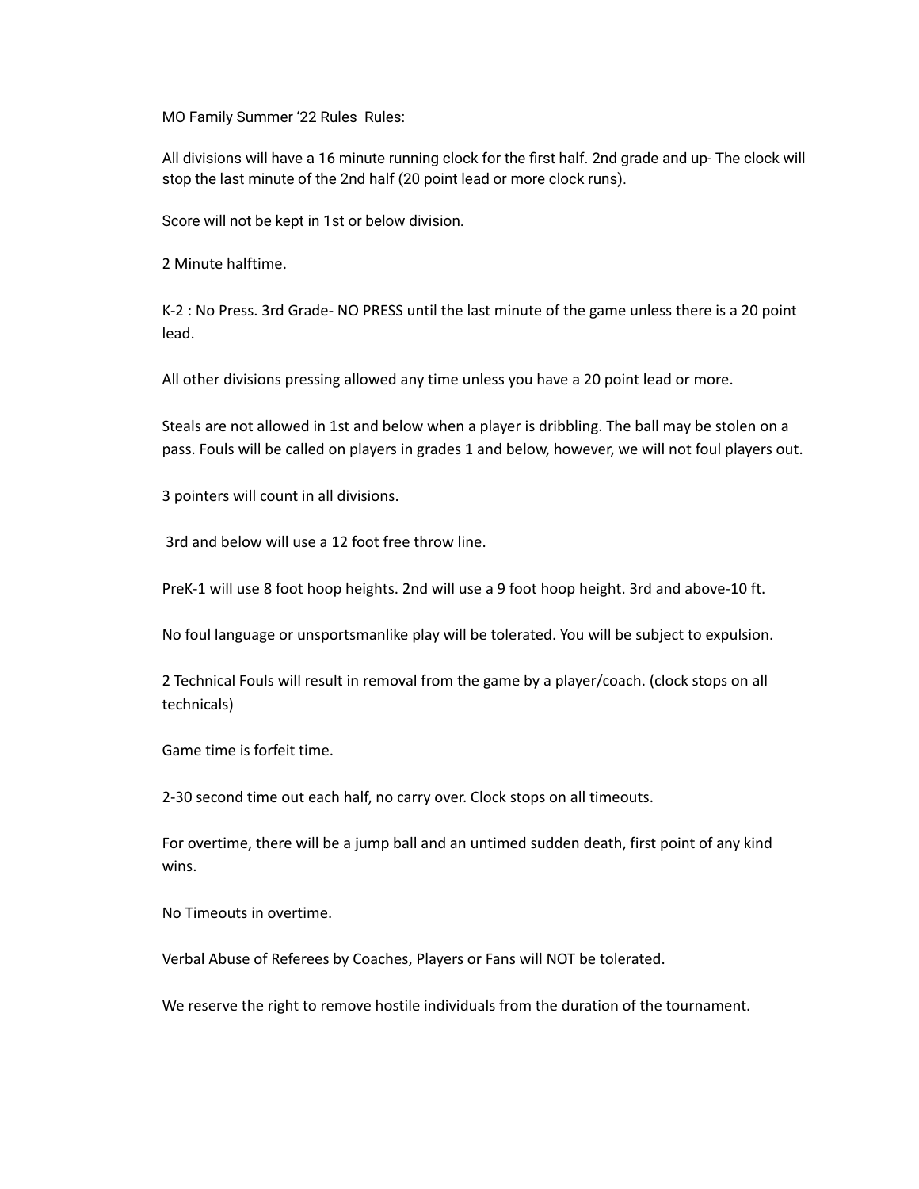MO Family Summer ‘22 Rules  Rules:

All divisions will have a 16 minute running clock for the first half. 2nd grade and up- The clock will stop the last minute of the 2nd half (20 point lead or more clock runs).

Score will not be kept in 1st or below division.

2 Minute halftime.

K-2 : No Press. 3rd Grade- NO PRESS until the last minute of the game unless there is a 20 point lead.

All other divisions pressing allowed any time unless you have a 20 point lead or more.

Steals are not allowed in 1st and below when a player is dribbling. The ball may be stolen on a pass. Fouls will be called on players in grades 1 and below, however, we will not foul players out.

3 pointers will count in all divisions.

3rd and below will use a 12 foot free throw line.

PreK-1 will use 8 foot hoop heights. 2nd will use a 9 foot hoop height. 3rd and above-10 ft.

No foul language or unsportsmanlike play will be tolerated. You will be subject to expulsion.

2 Technical Fouls will result in removal from the game by a player/coach. (clock stops on all technicals)

Game time is forfeit time.

2-30 second time out each half, no carry over. Clock stops on all timeouts.

For overtime, there will be a jump ball and an untimed sudden death, first point of any kind wins.

No Timeouts in overtime.

Verbal Abuse of Referees by Coaches, Players or Fans will NOT be tolerated.

We reserve the right to remove hostile individuals from the duration of the tournament.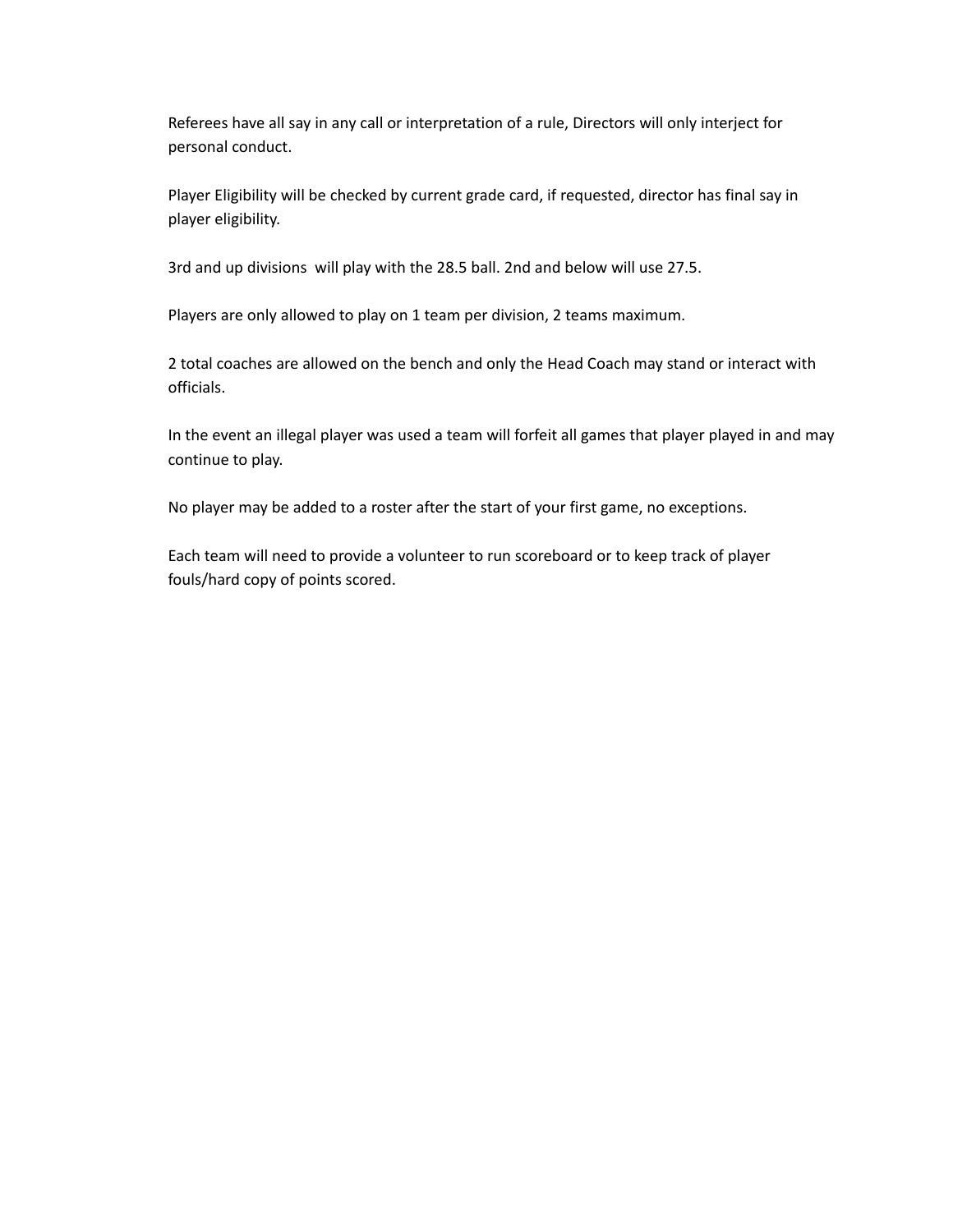Referees have all say in any call or interpretation of a rule, Directors will only interject for personal conduct.

Player Eligibility will be checked by current grade card, if requested, director has final say in player eligibility.

3rd and up divisions will play with the 28.5 ball. 2nd and below will use 27.5.

Players are only allowed to play on 1 team per division, 2 teams maximum.

2 total coaches are allowed on the bench and only the Head Coach may stand or interact with officials.

In the event an illegal player was used a team will forfeit all games that player played in and may continue to play.

No player may be added to a roster after the start of your first game, no exceptions.

Each team will need to provide a volunteer to run scoreboard or to keep track of player fouls/hard copy of points scored.